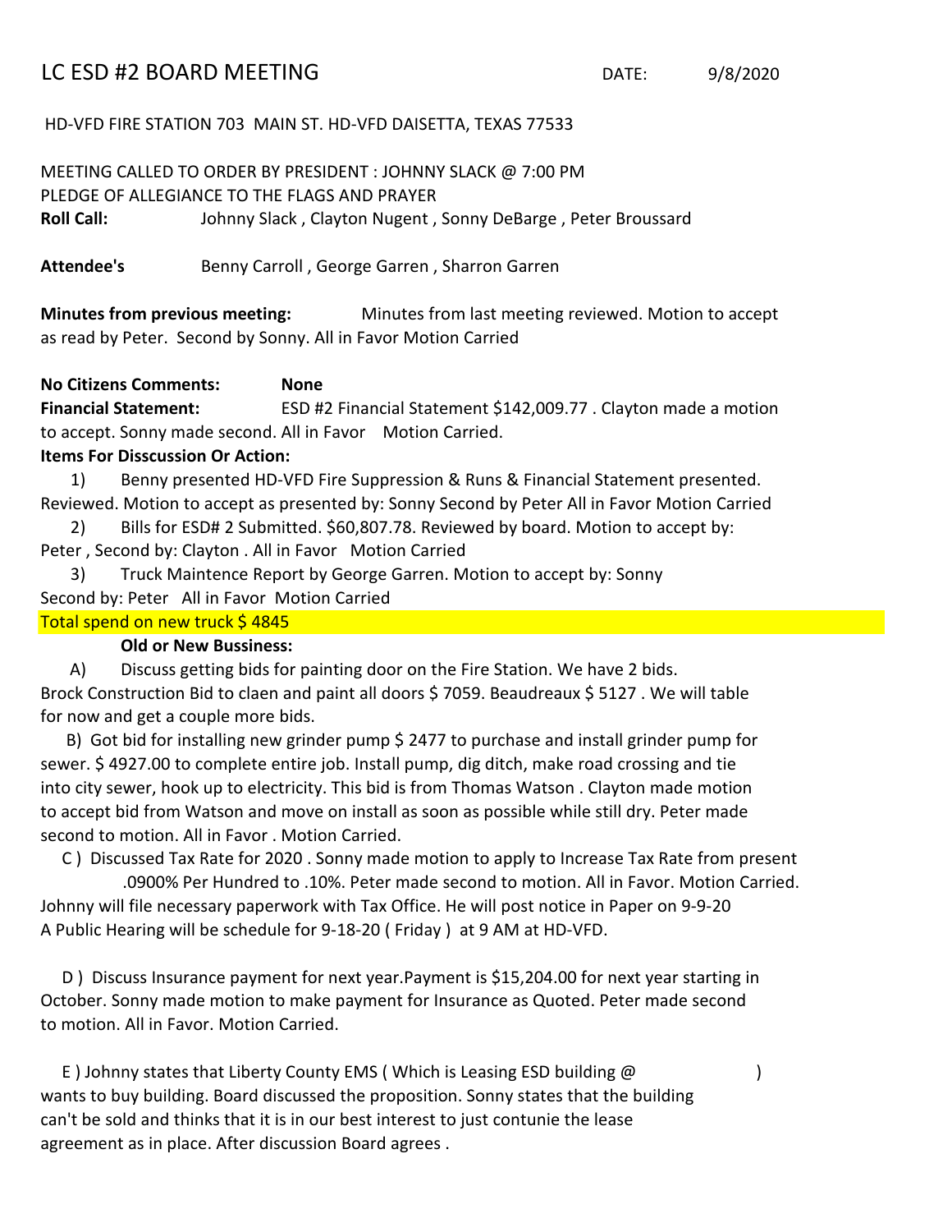# LC ESD #2 BOARD MEETING

DATE: 9/8/2020

HD-VFD FIRE STATION 703 MAIN ST. HD-VFD DAISETTA, TEXAS 77533

MEETING CALLED TO ORDER BY PRESIDENT : JOHNNY SLACK @ 7:00 PM
PLEDGE OF ALLEGIANCE TO THE FLAGS AND PRAYER

**Roll Call:** Johnny Slack , Clayton Nugent , Sonny DeBarge , Peter Broussard

**Attendee's** Benny Carroll , George Garren , Sharron Garren

**Minutes from previous meeting:** Minutes from last meeting reviewed. Motion to accept as read by Peter. Second by Sonny. All in Favor Motion Carried

**No Citizens Comments:** **None**

**Financial Statement:** ESD #2 Financial Statement $142,009.77 . Clayton made a motion to accept. Sonny made second. All in Favor Motion Carried.

**Items For Disscussion Or Action:**

1) Benny presented HD-VFD Fire Suppression & Runs & Financial Statement presented. Reviewed. Motion to accept as presented by: Sonny Second by Peter All in Favor Motion Carried

2) Bills for ESD# 2 Submitted. $60,807.78. Reviewed by board. Motion to accept by: Peter , Second by: Clayton . All in Favor Motion Carried

3) Truck Maintence Report by George Garren. Motion to accept by: Sonny Second by: Peter All in Favor Motion Carried

Total spend on new truck $ 4845

**Old or New Bussiness:**

A) Discuss getting bids for painting door on the Fire Station. We have 2 bids. Brock Construction Bid to claen and paint all doors $ 7059. Beaudreaux $ 5127 . We will table for now and get a couple more bids.

B) Got bid for installing new grinder pump $ 2477 to purchase and install grinder pump for sewer. $ 4927.00 to complete entire job. Install pump, dig ditch, make road crossing and tie into city sewer, hook up to electricity. This bid is from Thomas Watson . Clayton made motion to accept bid from Watson and move on install as soon as possible while still dry. Peter made second to motion. All in Favor . Motion Carried.

C ) Discussed Tax Rate for 2020 . Sonny made motion to apply to Increase Tax Rate from present .0900% Per Hundred to .10%. Peter made second to motion. All in Favor. Motion Carried. Johnny will file necessary paperwork with Tax Office. He will post notice in Paper on 9-9-20 A Public Hearing will be schedule for 9-18-20 ( Friday ) at 9 AM at HD-VFD.

D ) Discuss Insurance payment for next year.Payment is $15,204.00 for next year starting in October. Sonny made motion to make payment for Insurance as Quoted. Peter made second to motion. All in Favor. Motion Carried.

E ) Johnny states that Liberty County EMS ( Which is Leasing ESD building @ ) wants to buy building. Board discussed the proposition. Sonny states that the building can't be sold and thinks that it is in our best interest to just contunie the lease agreement as in place. After discussion Board agrees .